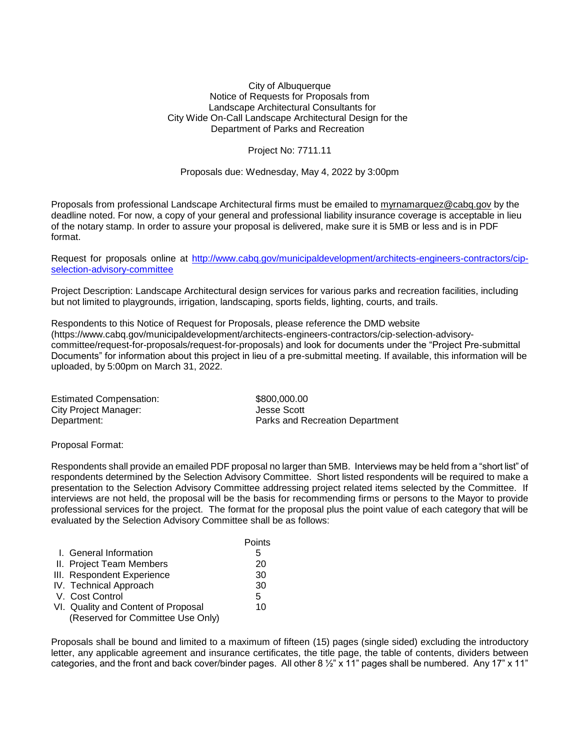City of Albuquerque
Notice of Requests for Proposals from
Landscape Architectural Consultants for
City Wide On-Call Landscape Architectural Design for the
Department of Parks and Recreation

Project No: 7711.11

Proposals due: Wednesday, May 4, 2022 by 3:00pm

Proposals from professional Landscape Architectural firms must be emailed to myrnamarquez@cabq.gov by the deadline noted. For now, a copy of your general and professional liability insurance coverage is acceptable in lieu of the notary stamp. In order to assure your proposal is delivered, make sure it is 5MB or less and is in PDF format.

Request for proposals online at [http://www.cabq.gov/municipaldevelopment/architects-engineers-contractors/cip-selection-advisory-committee](http://www.cabq.gov/municipaldevelopment/architects-engineers-contractors/cip-selection-advisory-committee)

Project Description: Landscape Architectural design services for various parks and recreation facilities, including but not limited to playgrounds, irrigation, landscaping, sports fields, lighting, courts, and trails.

Respondents to this Notice of Request for Proposals, please reference the DMD website (https://www.cabq.gov/municipaldevelopment/architects-engineers-contractors/cip-selection-advisory-committee/request-for-proposals/request-for-proposals) and look for documents under the "Project Pre-submittal Documents" for information about this project in lieu of a pre-submittal meeting. If available, this information will be uploaded, by 5:00pm on March 31, 2022.

| | |
|---|---|
| Estimated Compensation: | $800,000.00 |
| City Project Manager: | Jesse Scott |
| Department: | Parks and Recreation Department |

Proposal Format:

Respondents shall provide an emailed PDF proposal no larger than 5MB. Interviews may be held from a "short list" of respondents determined by the Selection Advisory Committee. Short listed respondents will be required to make a presentation to the Selection Advisory Committee addressing project related items selected by the Committee. If interviews are not held, the proposal will be the basis for recommending firms or persons to the Mayor to provide professional services for the project. The format for the proposal plus the point value of each category that will be evaluated by the Selection Advisory Committee shall be as follows:

| | Points |
|---|---|
| I. General Information | 5 |
| II. Project Team Members | 20 |
| III. Respondent Experience | 30 |
| IV. Technical Approach | 30 |
| V. Cost Control | 5 |
| VI. Quality and Content of Proposal (Reserved for Committee Use Only) | 10 |

Proposals shall be bound and limited to a maximum of fifteen (15) pages (single sided) excluding the introductory letter, any applicable agreement and insurance certificates, the title page, the table of contents, dividers between categories, and the front and back cover/binder pages. All other 8 ½" x 11" pages shall be numbered. Any 17" x 11"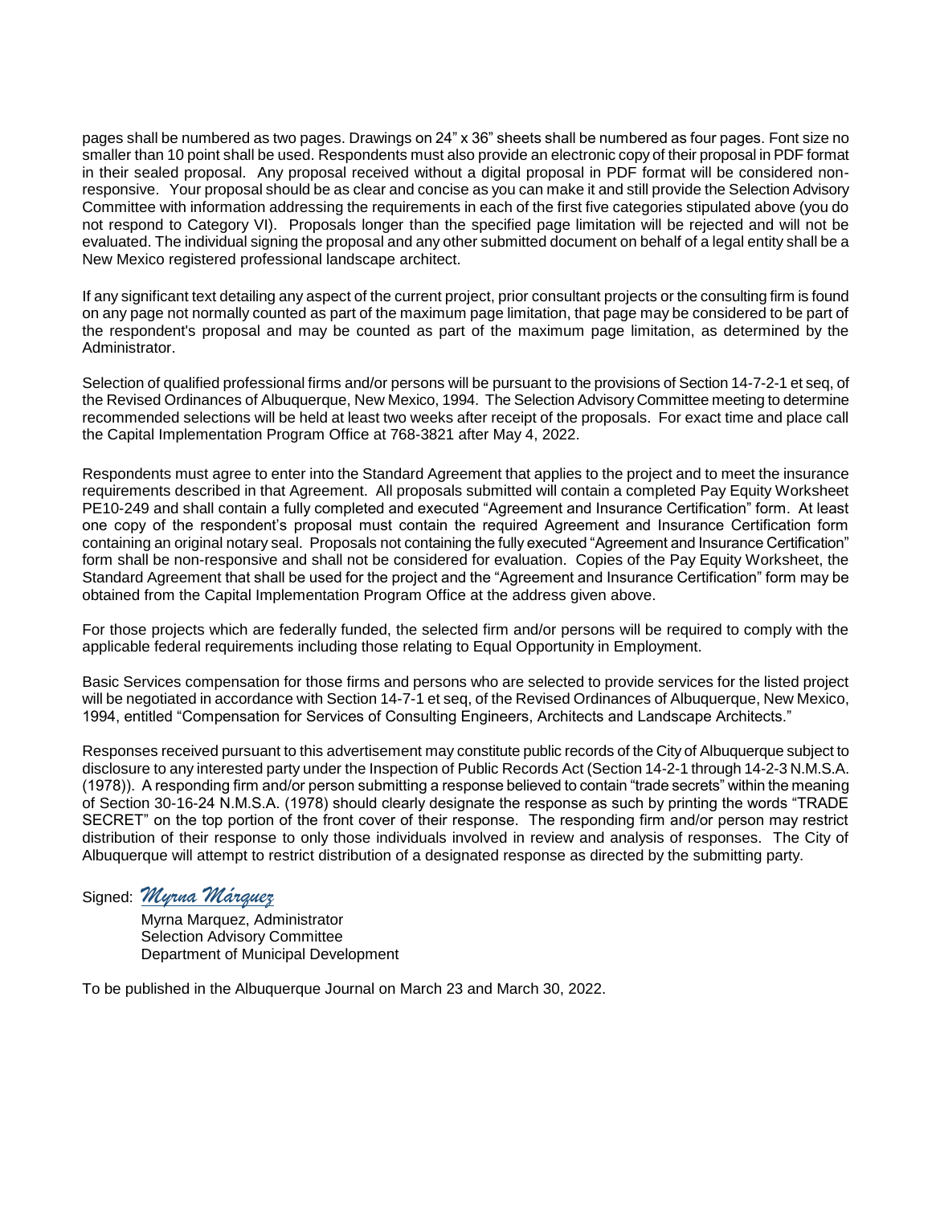pages shall be numbered as two pages. Drawings on 24" x 36" sheets shall be numbered as four pages. Font size no smaller than 10 point shall be used. Respondents must also provide an electronic copy of their proposal in PDF format in their sealed proposal. Any proposal received without a digital proposal in PDF format will be considered non-responsive. Your proposal should be as clear and concise as you can make it and still provide the Selection Advisory Committee with information addressing the requirements in each of the first five categories stipulated above (you do not respond to Category VI). Proposals longer than the specified page limitation will be rejected and will not be evaluated. The individual signing the proposal and any other submitted document on behalf of a legal entity shall be a New Mexico registered professional landscape architect.

If any significant text detailing any aspect of the current project, prior consultant projects or the consulting firm is found on any page not normally counted as part of the maximum page limitation, that page may be considered to be part of the respondent's proposal and may be counted as part of the maximum page limitation, as determined by the Administrator.

Selection of qualified professional firms and/or persons will be pursuant to the provisions of Section 14-7-2-1 et seq, of the Revised Ordinances of Albuquerque, New Mexico, 1994. The Selection Advisory Committee meeting to determine recommended selections will be held at least two weeks after receipt of the proposals. For exact time and place call the Capital Implementation Program Office at 768-3821 after May 4, 2022.

Respondents must agree to enter into the Standard Agreement that applies to the project and to meet the insurance requirements described in that Agreement. All proposals submitted will contain a completed Pay Equity Worksheet PE10-249 and shall contain a fully completed and executed "Agreement and Insurance Certification" form. At least one copy of the respondent's proposal must contain the required Agreement and Insurance Certification form containing an original notary seal. Proposals not containing the fully executed "Agreement and Insurance Certification" form shall be non-responsive and shall not be considered for evaluation. Copies of the Pay Equity Worksheet, the Standard Agreement that shall be used for the project and the "Agreement and Insurance Certification" form may be obtained from the Capital Implementation Program Office at the address given above.

For those projects which are federally funded, the selected firm and/or persons will be required to comply with the applicable federal requirements including those relating to Equal Opportunity in Employment.

Basic Services compensation for those firms and persons who are selected to provide services for the listed project will be negotiated in accordance with Section 14-7-1 et seq, of the Revised Ordinances of Albuquerque, New Mexico, 1994, entitled "Compensation for Services of Consulting Engineers, Architects and Landscape Architects."

Responses received pursuant to this advertisement may constitute public records of the City of Albuquerque subject to disclosure to any interested party under the Inspection of Public Records Act (Section 14-2-1 through 14-2-3 N.M.S.A. (1978)). A responding firm and/or person submitting a response believed to contain "trade secrets" within the meaning of Section 30-16-24 N.M.S.A. (1978) should clearly designate the response as such by printing the words "TRADE SECRET" on the top portion of the front cover of their response. The responding firm and/or person may restrict distribution of their response to only those individuals involved in review and analysis of responses. The City of Albuquerque will attempt to restrict distribution of a designated response as directed by the submitting party.

Signed: *Myrna Márquez*

Myrna Marquez, Administrator
Selection Advisory Committee
Department of Municipal Development

To be published in the Albuquerque Journal on March 23 and March 30, 2022.